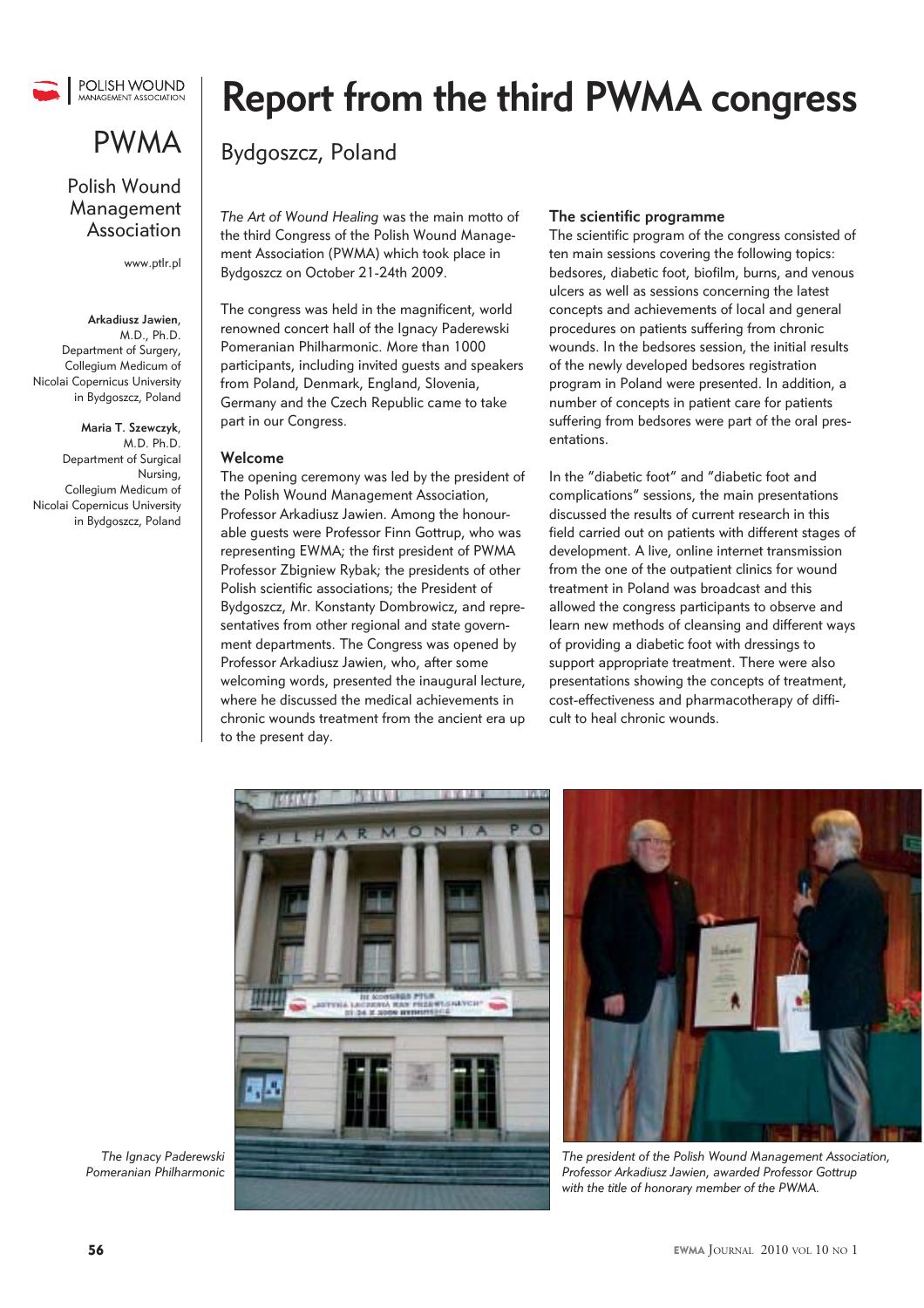POLISH WOUND MANAGEMENT ASSOCIATION

# PWMA

Polish Wound Management Association

www.ptlr.pl

**Arkadiusz Jawien**, M.D., Ph.D. Department of Surgery, Collegium Medicum of Nicolai Copernicus University in Bydgoszcz, Poland

**Maria T. Szewczyk**, M.D. Ph.D. Department of Surgical Nursing, Collegium Medicum of Nicolai Copernicus University in Bydgoszcz, Poland

# Report from the third PWMA congress

## Bydgoszcz, Poland

*The Art of Wound Healing* was the main motto of the third Congress of the Polish Wound Management Association (PWMA) which took place in Bydgoszcz on October 21-24th 2009.

The congress was held in the magnificent, world renowned concert hall of the Ignacy Paderewski Pomeranian Philharmonic. More than 1000 participants, including invited guests and speakers from Poland, Denmark, England, Slovenia, Germany and the Czech Republic came to take part in our Congress.

### Welcome

The opening ceremony was led by the president of the Polish Wound Management Association, Professor Arkadiusz Jawien. Among the honourable guests were Professor Finn Gottrup, who was representing EWMA; the first president of PWMA Professor Zbigniew Rybak; the presidents of other Polish scientific associations; the President of Bydgoszcz, Mr. Konstanty Dombrowicz, and representatives from other regional and state government departments. The Congress was opened by Professor Arkadiusz Jawien, who, after some welcoming words, presented the inaugural lecture, where he discussed the medical achievements in chronic wounds treatment from the ancient era up to the present day.

### The scientific programme

The scientific program of the congress consisted of ten main sessions covering the following topics: bedsores, diabetic foot, biofilm, burns, and venous ulcers as well as sessions concerning the latest concepts and achievements of local and general procedures on patients suffering from chronic wounds. In the bedsores session, the initial results of the newly developed bedsores registration program in Poland were presented. In addition, a number of concepts in patient care for patients suffering from bedsores were part of the oral presentations.

In the "diabetic foot" and "diabetic foot and complications" sessions, the main presentations discussed the results of current research in this field carried out on patients with different stages of development. A live, online internet transmission from the one of the outpatient clinics for wound treatment in Poland was broadcast and this allowed the congress participants to observe and learn new methods of cleansing and different ways of providing a diabetic foot with dressings to support appropriate treatment. There were also presentations showing the concepts of treatment, cost-effectiveness and pharmacotherapy of difficult to heal chronic wounds.

*The Ignacy Paderewski Pomeranian Philharmonic*

*The president of the Polish Wound Management Association, Professor Arkadiusz Jawien, awarded Professor Gottrup with the title of honorary member of the PWMA.*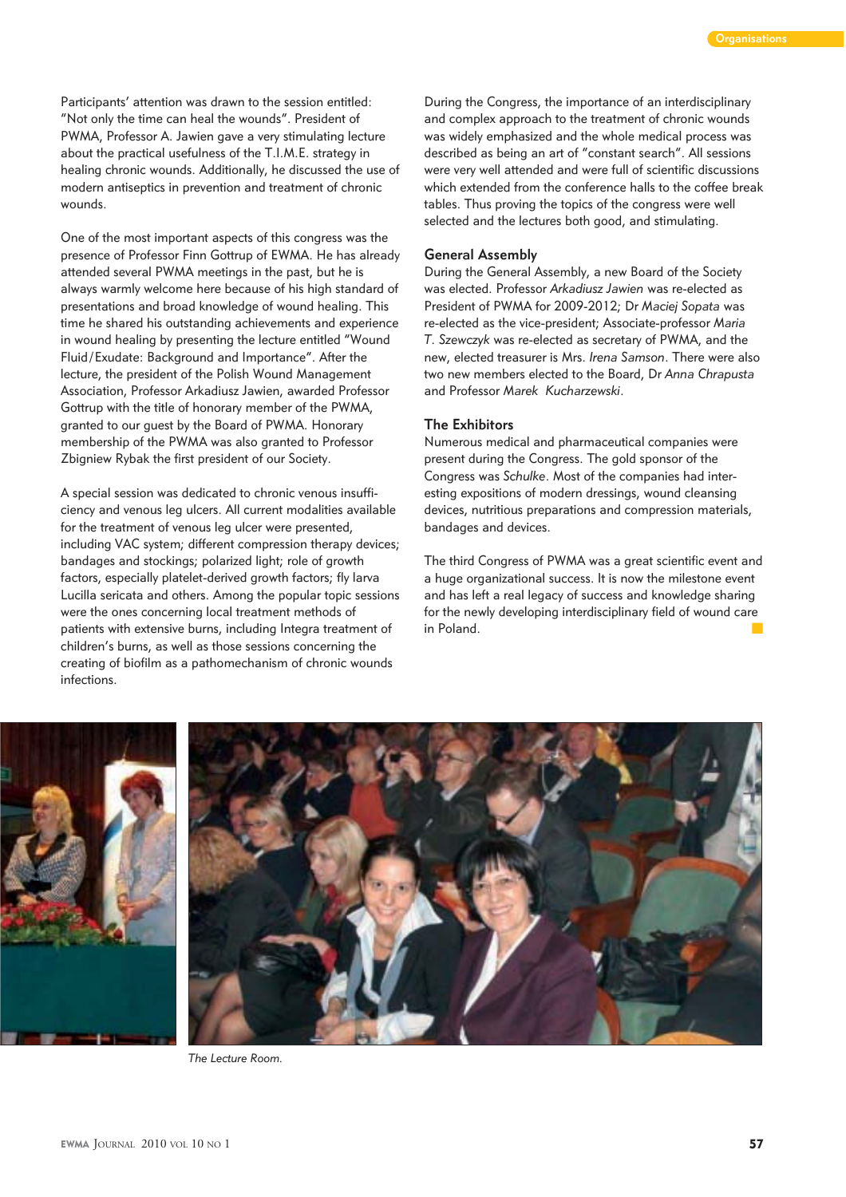Participants' attention was drawn to the session entitled: "Not only the time can heal the wounds". President of PWMA, Professor A. Jawien gave a very stimulating lecture about the practical usefulness of the T.I.M.E. strategy in healing chronic wounds. Additionally, he discussed the use of modern antiseptics in prevention and treatment of chronic wounds.

One of the most important aspects of this congress was the presence of Professor Finn Gottrup of EWMA. He has already attended several PWMA meetings in the past, but he is always warmly welcome here because of his high standard of presentations and broad knowledge of wound healing. This time he shared his outstanding achievements and experience in wound healing by presenting the lecture entitled "Wound Fluid/Exudate: Background and Importance". After the lecture, the president of the Polish Wound Management Association, Professor Arkadiusz Jawien, awarded Professor Gottrup with the title of honorary member of the PWMA, granted to our guest by the Board of PWMA. Honorary membership of the PWMA was also granted to Professor Zbigniew Rybak the first president of our Society.

A special session was dedicated to chronic venous insufficiency and venous leg ulcers. All current modalities available for the treatment of venous leg ulcer were presented, including VAC system; different compression therapy devices; bandages and stockings; polarized light; role of growth factors, especially platelet-derived growth factors; fly larva Lucilla sericata and others. Among the popular topic sessions were the ones concerning local treatment methods of patients with extensive burns, including Integra treatment of children's burns, as well as those sessions concerning the creating of biofilm as a pathomechanism of chronic wounds infections.

During the Congress, the importance of an interdisciplinary and complex approach to the treatment of chronic wounds was widely emphasized and the whole medical process was described as being an art of "constant search". All sessions were very well attended and were full of scientific discussions which extended from the conference halls to the coffee break tables. Thus proving the topics of the congress were well selected and the lectures both good, and stimulating.

## General Assembly

During the General Assembly, a new Board of the Society was elected. Professor *Arkadiusz Jawien* was re-elected as President of PWMA for 2009-2012; Dr *Maciej Sopata* was re-elected as the vice-president; Associate-professor *Maria T. Szewczyk* was re-elected as secretary of PWMA, and the new, elected treasurer is Mrs. *Irena Samson*. There were also two new members elected to the Board, Dr *Anna Chrapusta* and Professor *Marek Kucharzewski*.

## The Exhibitors

Numerous medical and pharmaceutical companies were present during the Congress. The gold sponsor of the Congress was *Schulke*. Most of the companies had interesting expositions of modern dressings, wound cleansing devices, nutritious preparations and compression materials, bandages and devices.

The third Congress of PWMA was a great scientific event and a huge organizational success. It is now the milestone event and has left a real legacy of success and knowledge sharing for the newly developing interdisciplinary field of wound care in Poland.

*The Lecture Room.*